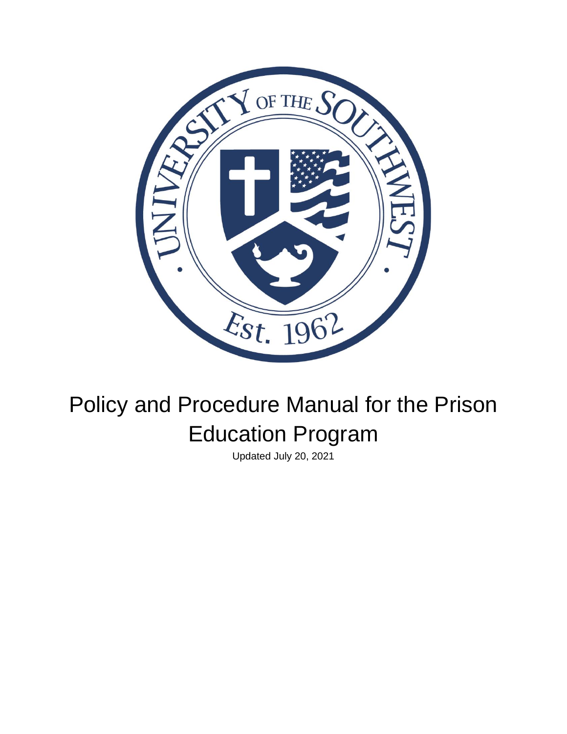# Policy and Procedure Manual for the Prison Education Program

Updated July 20, 2021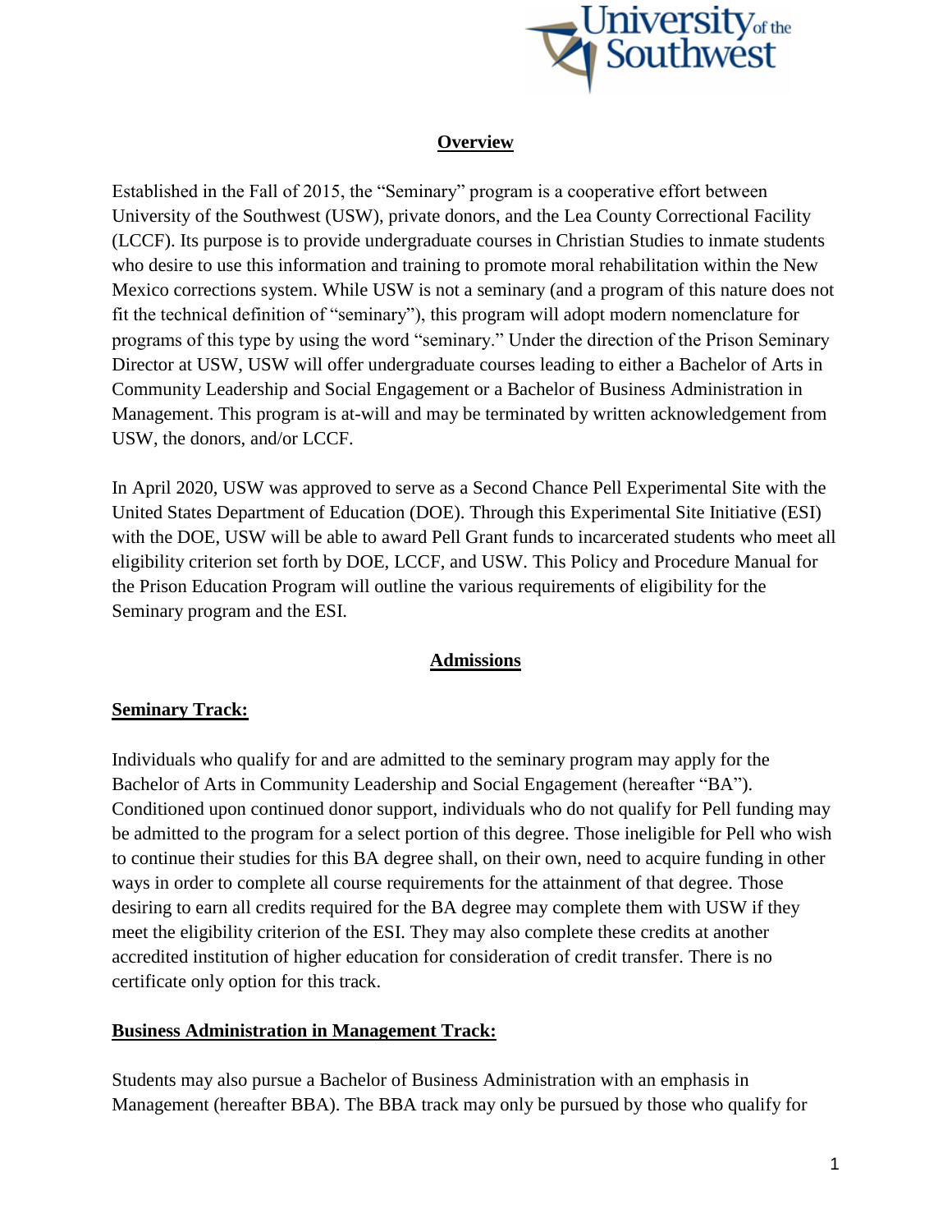## Overview

Established in the Fall of 2015, the "Seminary" program is a cooperative effort between University of the Southwest (USW), private donors, and the Lea County Correctional Facility (LCCF). Its purpose is to provide undergraduate courses in Christian Studies to inmate students who desire to use this information and training to promote moral rehabilitation within the New Mexico corrections system. While USW is not a seminary (and a program of this nature does not fit the technical definition of "seminary"), this program will adopt modern nomenclature for programs of this type by using the word "seminary." Under the direction of the Prison Seminary Director at USW, USW will offer undergraduate courses leading to either a Bachelor of Arts in Community Leadership and Social Engagement or a Bachelor of Business Administration in Management. This program is at-will and may be terminated by written acknowledgement from USW, the donors, and/or LCCF.

In April 2020, USW was approved to serve as a Second Chance Pell Experimental Site with the United States Department of Education (DOE). Through this Experimental Site Initiative (ESI) with the DOE, USW will be able to award Pell Grant funds to incarcerated students who meet all eligibility criterion set forth by DOE, LCCF, and USW. This Policy and Procedure Manual for the Prison Education Program will outline the various requirements of eligibility for the Seminary program and the ESI.

## Admissions

### Seminary Track:

Individuals who qualify for and are admitted to the seminary program may apply for the Bachelor of Arts in Community Leadership and Social Engagement (hereafter "BA"). Conditioned upon continued donor support, individuals who do not qualify for Pell funding may be admitted to the program for a select portion of this degree. Those ineligible for Pell who wish to continue their studies for this BA degree shall, on their own, need to acquire funding in other ways in order to complete all course requirements for the attainment of that degree. Those desiring to earn all credits required for the BA degree may complete them with USW if they meet the eligibility criterion of the ESI. They may also complete these credits at another accredited institution of higher education for consideration of credit transfer. There is no certificate only option for this track.

### Business Administration in Management Track:

Students may also pursue a Bachelor of Business Administration with an emphasis in Management (hereafter BBA). The BBA track may only be pursued by those who qualify for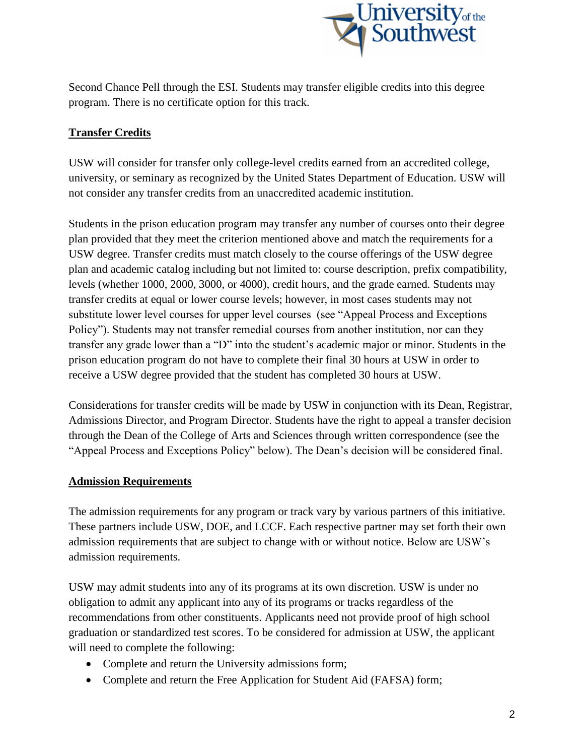Second Chance Pell through the ESI. Students may transfer eligible credits into this degree program. There is no certificate option for this track.

## Transfer Credits

USW will consider for transfer only college-level credits earned from an accredited college, university, or seminary as recognized by the United States Department of Education. USW will not consider any transfer credits from an unaccredited academic institution.

Students in the prison education program may transfer any number of courses onto their degree plan provided that they meet the criterion mentioned above and match the requirements for a USW degree. Transfer credits must match closely to the course offerings of the USW degree plan and academic catalog including but not limited to: course description, prefix compatibility, levels (whether 1000, 2000, 3000, or 4000), credit hours, and the grade earned. Students may transfer credits at equal or lower course levels; however, in most cases students may not substitute lower level courses for upper level courses (see "Appeal Process and Exceptions Policy"). Students may not transfer remedial courses from another institution, nor can they transfer any grade lower than a "D" into the student's academic major or minor. Students in the prison education program do not have to complete their final 30 hours at USW in order to receive a USW degree provided that the student has completed 30 hours at USW.

Considerations for transfer credits will be made by USW in conjunction with its Dean, Registrar, Admissions Director, and Program Director. Students have the right to appeal a transfer decision through the Dean of the College of Arts and Sciences through written correspondence (see the "Appeal Process and Exceptions Policy" below). The Dean's decision will be considered final.

## Admission Requirements

The admission requirements for any program or track vary by various partners of this initiative. These partners include USW, DOE, and LCCF. Each respective partner may set forth their own admission requirements that are subject to change with or without notice. Below are USW's admission requirements.

USW may admit students into any of its programs at its own discretion. USW is under no obligation to admit any applicant into any of its programs or tracks regardless of the recommendations from other constituents. Applicants need not provide proof of high school graduation or standardized test scores. To be considered for admission at USW, the applicant will need to complete the following:

- Complete and return the University admissions form;
- Complete and return the Free Application for Student Aid (FAFSA) form;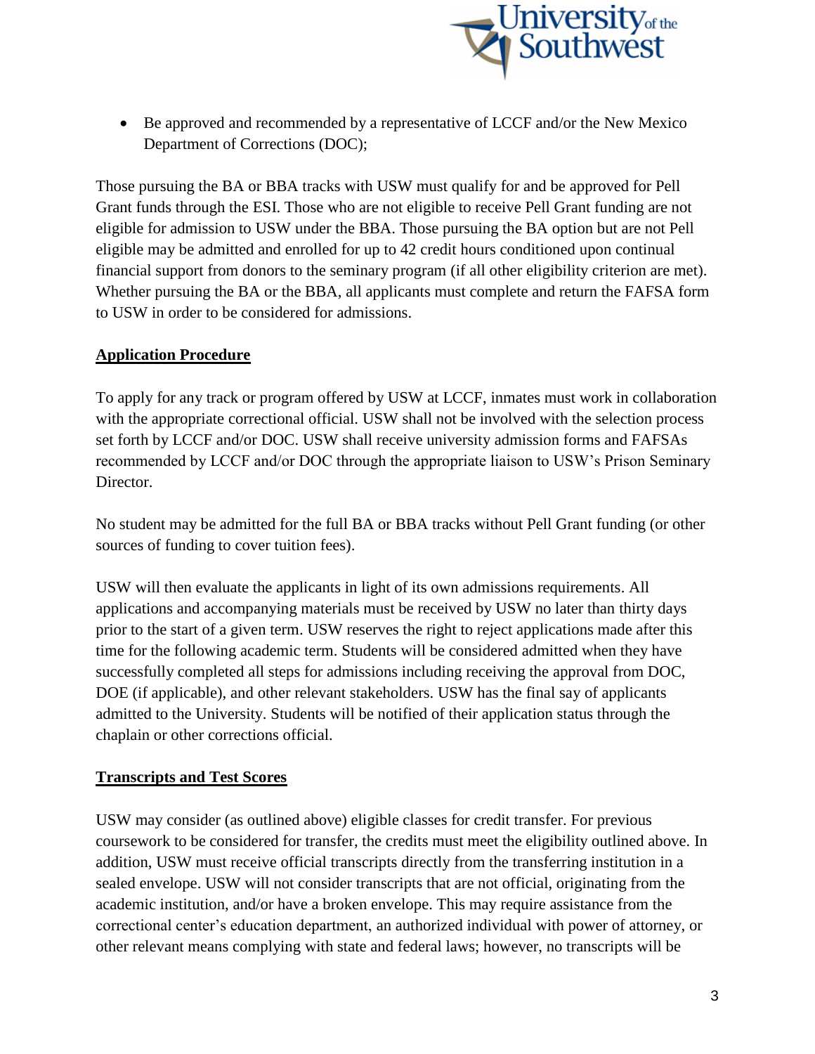- Be approved and recommended by a representative of LCCF and/or the New Mexico Department of Corrections (DOC);

Those pursuing the BA or BBA tracks with USW must qualify for and be approved for Pell Grant funds through the ESI. Those who are not eligible to receive Pell Grant funding are not eligible for admission to USW under the BBA. Those pursuing the BA option but are not Pell eligible may be admitted and enrolled for up to 42 credit hours conditioned upon continual financial support from donors to the seminary program (if all other eligibility criterion are met). Whether pursuing the BA or the BBA, all applicants must complete and return the FAFSA form to USW in order to be considered for admissions.

## Application Procedure

To apply for any track or program offered by USW at LCCF, inmates must work in collaboration with the appropriate correctional official. USW shall not be involved with the selection process set forth by LCCF and/or DOC. USW shall receive university admission forms and FAFSAs recommended by LCCF and/or DOC through the appropriate liaison to USW's Prison Seminary Director.

No student may be admitted for the full BA or BBA tracks without Pell Grant funding (or other sources of funding to cover tuition fees).

USW will then evaluate the applicants in light of its own admissions requirements. All applications and accompanying materials must be received by USW no later than thirty days prior to the start of a given term. USW reserves the right to reject applications made after this time for the following academic term. Students will be considered admitted when they have successfully completed all steps for admissions including receiving the approval from DOC, DOE (if applicable), and other relevant stakeholders. USW has the final say of applicants admitted to the University. Students will be notified of their application status through the chaplain or other corrections official.

## Transcripts and Test Scores

USW may consider (as outlined above) eligible classes for credit transfer. For previous coursework to be considered for transfer, the credits must meet the eligibility outlined above. In addition, USW must receive official transcripts directly from the transferring institution in a sealed envelope. USW will not consider transcripts that are not official, originating from the academic institution, and/or have a broken envelope. This may require assistance from the correctional center's education department, an authorized individual with power of attorney, or other relevant means complying with state and federal laws; however, no transcripts will be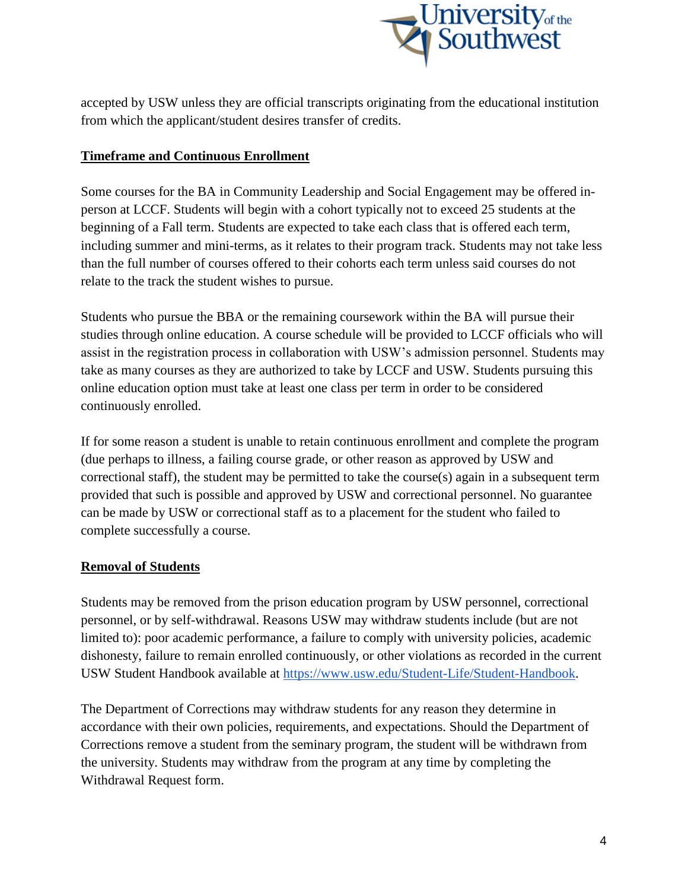accepted by USW unless they are official transcripts originating from the educational institution from which the applicant/student desires transfer of credits.

**Timeframe and Continuous Enrollment**

Some courses for the BA in Community Leadership and Social Engagement may be offered in-person at LCCF. Students will begin with a cohort typically not to exceed 25 students at the beginning of a Fall term. Students are expected to take each class that is offered each term, including summer and mini-terms, as it relates to their program track. Students may not take less than the full number of courses offered to their cohorts each term unless said courses do not relate to the track the student wishes to pursue.

Students who pursue the BBA or the remaining coursework within the BA will pursue their studies through online education. A course schedule will be provided to LCCF officials who will assist in the registration process in collaboration with USW's admission personnel. Students may take as many courses as they are authorized to take by LCCF and USW. Students pursuing this online education option must take at least one class per term in order to be considered continuously enrolled.

If for some reason a student is unable to retain continuous enrollment and complete the program (due perhaps to illness, a failing course grade, or other reason as approved by USW and correctional staff), the student may be permitted to take the course(s) again in a subsequent term provided that such is possible and approved by USW and correctional personnel. No guarantee can be made by USW or correctional staff as to a placement for the student who failed to complete successfully a course.

**Removal of Students**

Students may be removed from the prison education program by USW personnel, correctional personnel, or by self-withdrawal. Reasons USW may withdraw students include (but are not limited to): poor academic performance, a failure to comply with university policies, academic dishonesty, failure to remain enrolled continuously, or other violations as recorded in the current USW Student Handbook available at [https://www.usw.edu/Student-Life/Student-Handbook](https://www.usw.edu/Student-Life/Student-Handbook).

The Department of Corrections may withdraw students for any reason they determine in accordance with their own policies, requirements, and expectations. Should the Department of Corrections remove a student from the seminary program, the student will be withdrawn from the university. Students may withdraw from the program at any time by completing the Withdrawal Request form.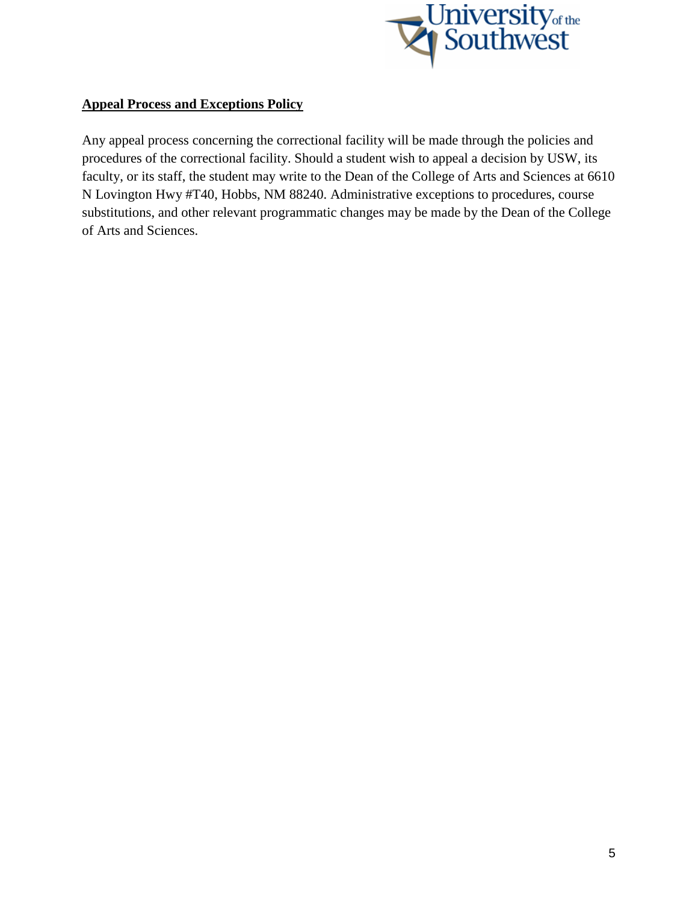**Appeal Process and Exceptions Policy**

Any appeal process concerning the correctional facility will be made through the policies and procedures of the correctional facility. Should a student wish to appeal a decision by USW, its faculty, or its staff, the student may write to the Dean of the College of Arts and Sciences at 6610 N Lovington Hwy #T40, Hobbs, NM 88240. Administrative exceptions to procedures, course substitutions, and other relevant programmatic changes may be made by the Dean of the College of Arts and Sciences.